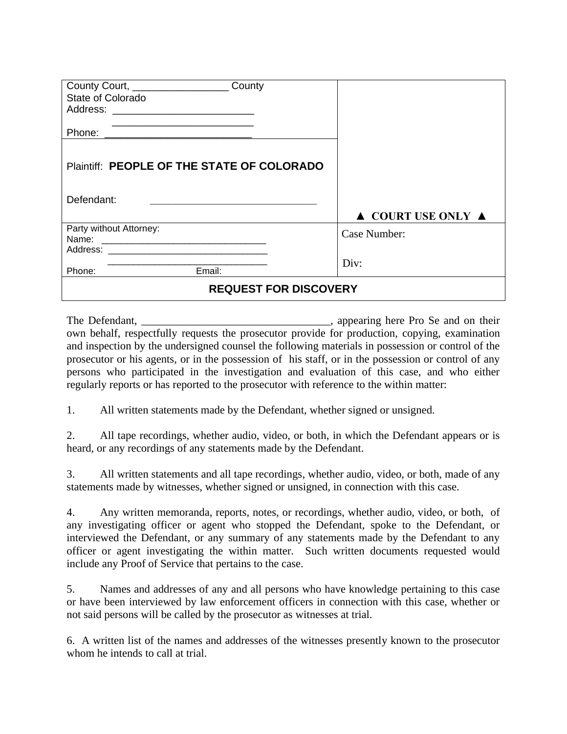| County Court, _________________ County<br>State of Colorado<br>Address: _________________________<br>_________________________<br>Phone: __________________________ | |
|---|---|
| Plaintiff: **PEOPLE OF THE STATE OF COLORADO**<br><br>Defendant: ______________________________ | **▲ COURT USE ONLY ▲** |
| Party without Attorney:<br>Name: ________________________________<br>Address: _______________________________<br>_______________________________<br>Phone: Email: | Case Number:<br><br>Div: |
| **REQUEST FOR DISCOVERY** | |

The Defendant, __________________________________, appearing here Pro Se and on their own behalf, respectfully requests the prosecutor provide for production, copying, examination and inspection by the undersigned counsel the following materials in possession or control of the prosecutor or his agents, or in the possession of his staff, or in the possession or control of any persons who participated in the investigation and evaluation of this case, and who either regularly reports or has reported to the prosecutor with reference to the within matter:

1. All written statements made by the Defendant, whether signed or unsigned.

2. All tape recordings, whether audio, video, or both, in which the Defendant appears or is heard, or any recordings of any statements made by the Defendant.

3. All written statements and all tape recordings, whether audio, video, or both, made of any statements made by witnesses, whether signed or unsigned, in connection with this case.

4. Any written memoranda, reports, notes, or recordings, whether audio, video, or both, of any investigating officer or agent who stopped the Defendant, spoke to the Defendant, or interviewed the Defendant, or any summary of any statements made by the Defendant to any officer or agent investigating the within matter. Such written documents requested would include any Proof of Service that pertains to the case.

5. Names and addresses of any and all persons who have knowledge pertaining to this case or have been interviewed by law enforcement officers in connection with this case, whether or not said persons will be called by the prosecutor as witnesses at trial.

6. A written list of the names and addresses of the witnesses presently known to the prosecutor whom he intends to call at trial.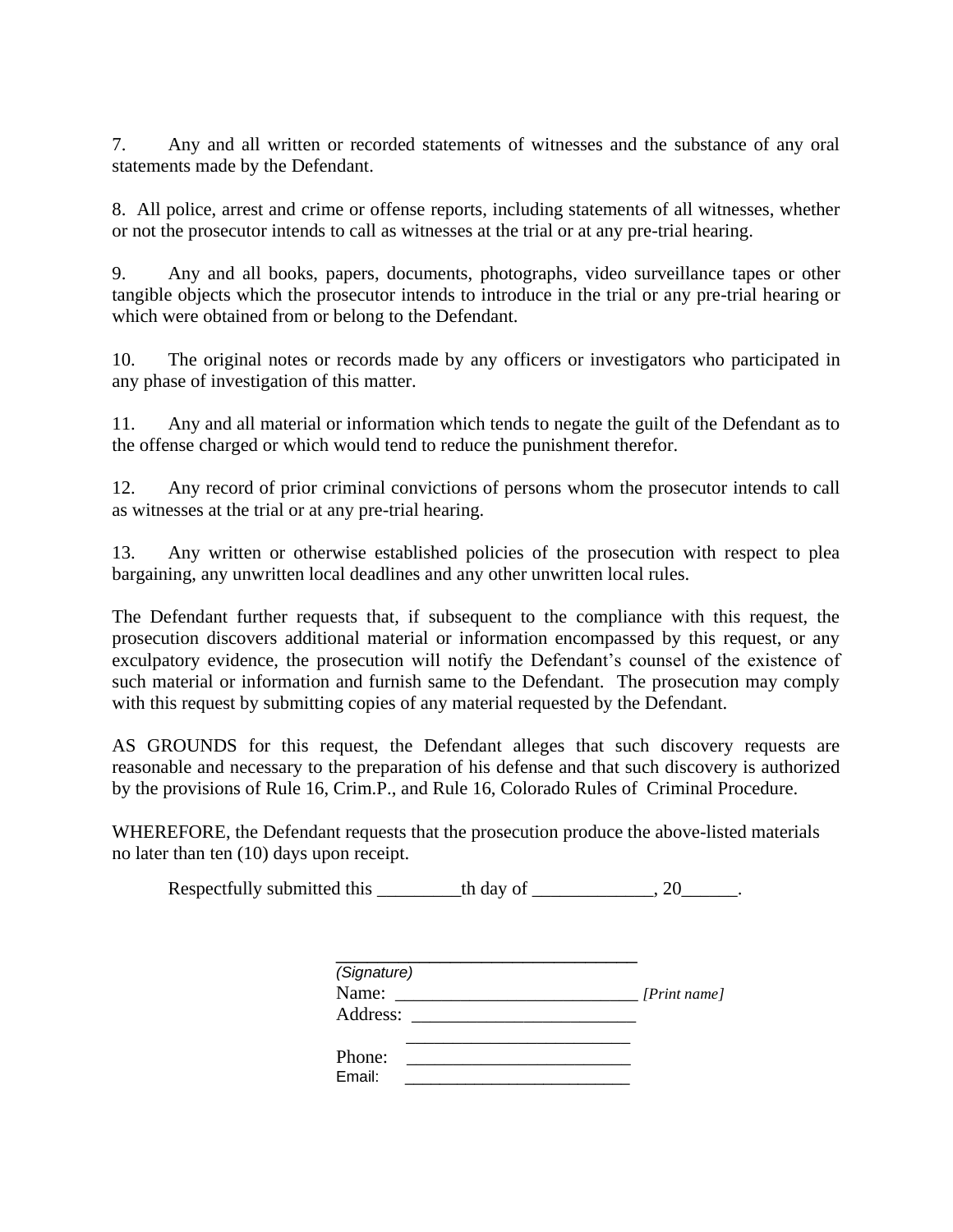7. Any and all written or recorded statements of witnesses and the substance of any oral statements made by the Defendant.

8. All police, arrest and crime or offense reports, including statements of all witnesses, whether or not the prosecutor intends to call as witnesses at the trial or at any pre-trial hearing.

9. Any and all books, papers, documents, photographs, video surveillance tapes or other tangible objects which the prosecutor intends to introduce in the trial or any pre-trial hearing or which were obtained from or belong to the Defendant.

10. The original notes or records made by any officers or investigators who participated in any phase of investigation of this matter.

11. Any and all material or information which tends to negate the guilt of the Defendant as to the offense charged or which would tend to reduce the punishment therefor.

12. Any record of prior criminal convictions of persons whom the prosecutor intends to call as witnesses at the trial or at any pre-trial hearing.

13. Any written or otherwise established policies of the prosecution with respect to plea bargaining, any unwritten local deadlines and any other unwritten local rules.

The Defendant further requests that, if subsequent to the compliance with this request, the prosecution discovers additional material or information encompassed by this request, or any exculpatory evidence, the prosecution will notify the Defendant's counsel of the existence of such material or information and furnish same to the Defendant. The prosecution may comply with this request by submitting copies of any material requested by the Defendant.

AS GROUNDS for this request, the Defendant alleges that such discovery requests are reasonable and necessary to the preparation of his defense and that such discovery is authorized by the provisions of Rule 16, Crim.P., and Rule 16, Colorado Rules of Criminal Procedure.

WHEREFORE, the Defendant requests that the prosecution produce the above-listed materials no later than ten (10) days upon receipt.

Respectfully submitted this _________th day of _____________, 20______.

_________________________________
*(Signature)*
Name: __________________________ *[Print name]*
Address: ________________________
________________________
Phone: ________________________
Email: ________________________